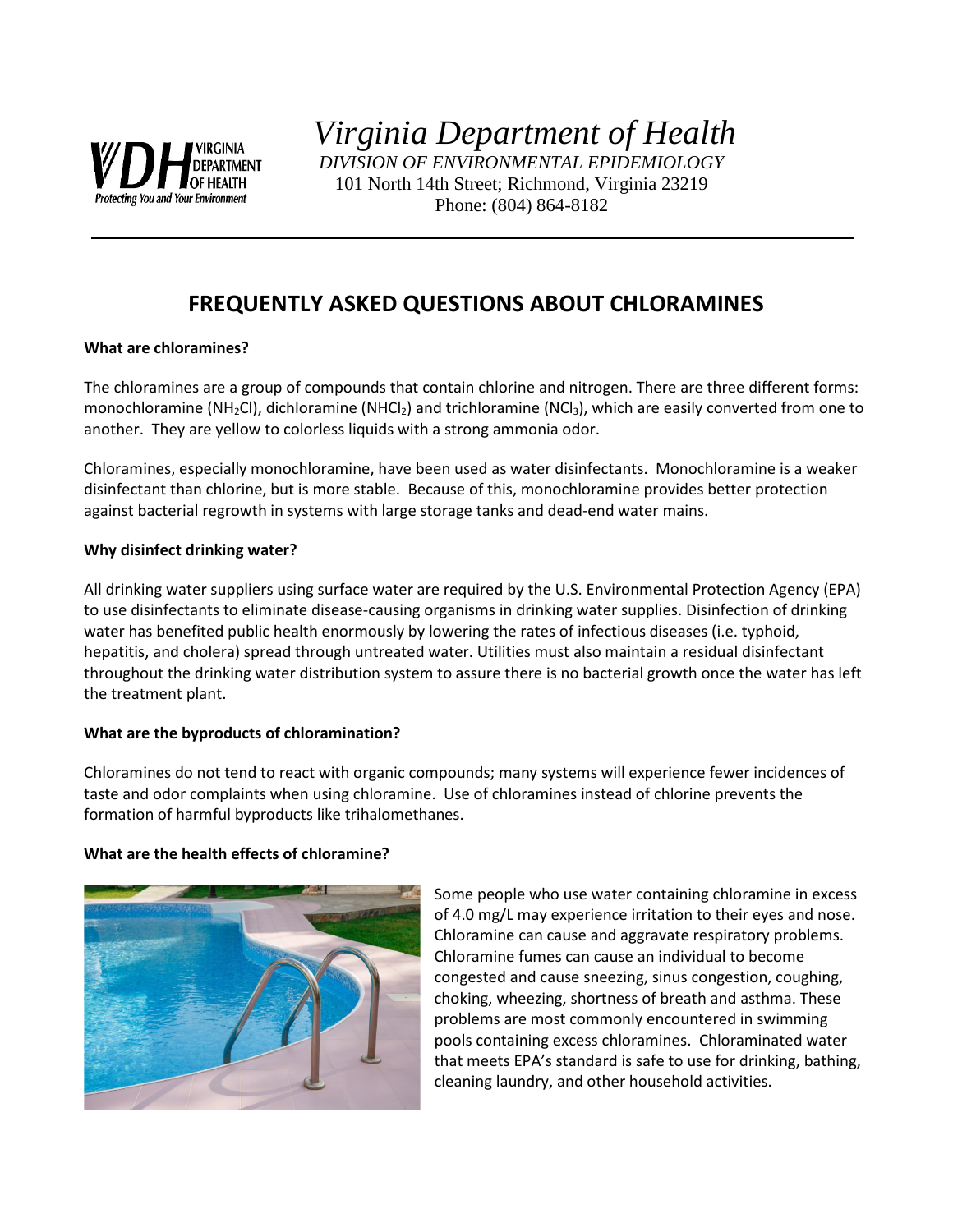# Virginia Department of Health

*DIVISION OF ENVIRONMENTAL EPIDEMIOLOGY*

101 North 14th Street; Richmond, Virginia 23219

Phone: (804) 864-8182

---

## FREQUENTLY ASKED QUESTIONS ABOUT CHLORAMINES

**What are chloramines?**

The chloramines are a group of compounds that contain chlorine and nitrogen. There are three different forms: monochloramine ($NH_2Cl$), dichloramine ($NHCl_2$) and trichloramine ($NCl_3$), which are easily converted from one to another. They are yellow to colorless liquids with a strong ammonia odor.

Chloramines, especially monochloramine, have been used as water disinfectants. Monochloramine is a weaker disinfectant than chlorine, but is more stable. Because of this, monochloramine provides better protection against bacterial regrowth in systems with large storage tanks and dead-end water mains.

**Why disinfect drinking water?**

All drinking water suppliers using surface water are required by the U.S. Environmental Protection Agency (EPA) to use disinfectants to eliminate disease-causing organisms in drinking water supplies. Disinfection of drinking water has benefited public health enormously by lowering the rates of infectious diseases (i.e. typhoid, hepatitis, and cholera) spread through untreated water. Utilities must also maintain a residual disinfectant throughout the drinking water distribution system to assure there is no bacterial growth once the water has left the treatment plant.

**What are the byproducts of chloramination?**

Chloramines do not tend to react with organic compounds; many systems will experience fewer incidences of taste and odor complaints when using chloramine. Use of chloramines instead of chlorine prevents the formation of harmful byproducts like trihalomethanes.

**What are the health effects of chloramine?**

Some people who use water containing chloramine in excess of 4.0 mg/L may experience irritation to their eyes and nose. Chloramine can cause and aggravate respiratory problems. Chloramine fumes can cause an individual to become congested and cause sneezing, sinus congestion, coughing, choking, wheezing, shortness of breath and asthma. These problems are most commonly encountered in swimming pools containing excess chloramines. Chloraminated water that meets EPA's standard is safe to use for drinking, bathing, cleaning laundry, and other household activities.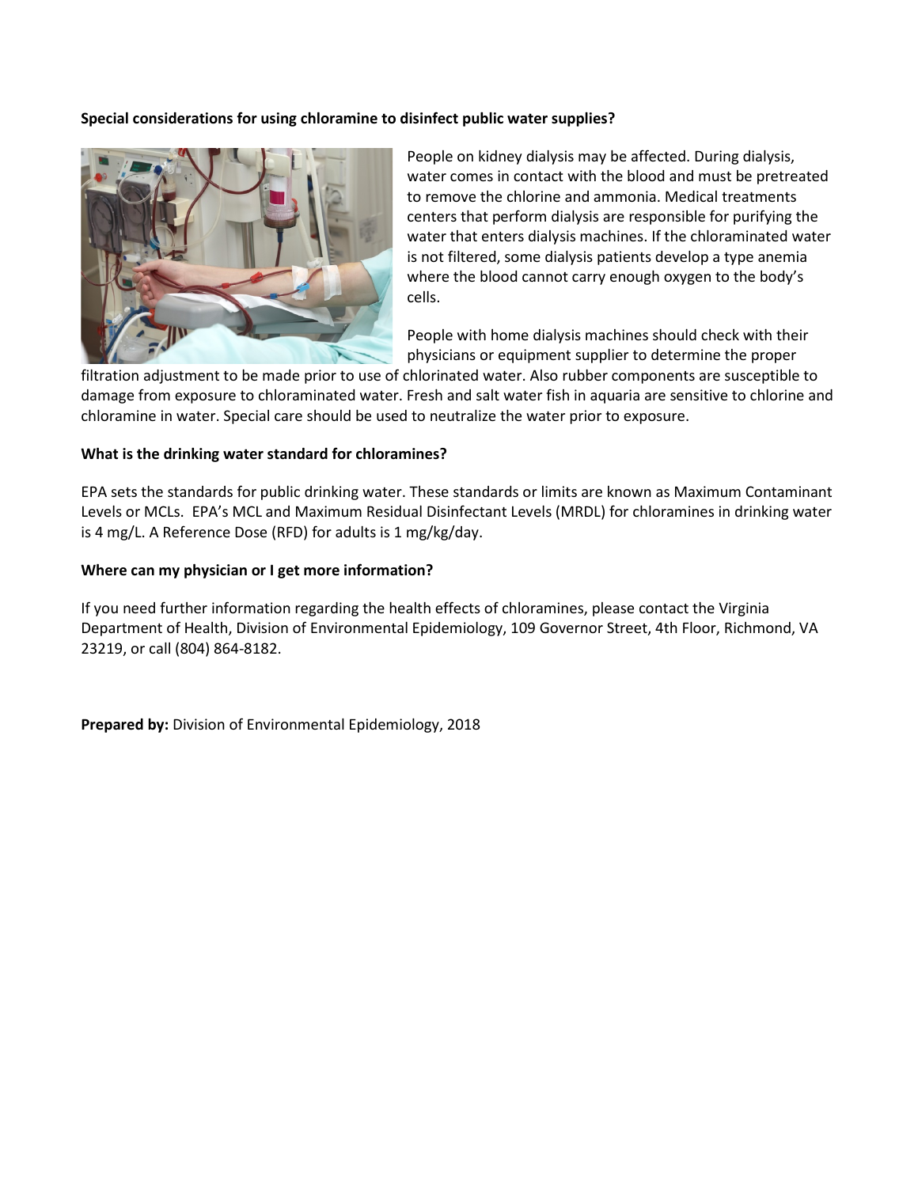**Special considerations for using chloramine to disinfect public water supplies?**

People on kidney dialysis may be affected. During dialysis, water comes in contact with the blood and must be pretreated to remove the chlorine and ammonia. Medical treatments centers that perform dialysis are responsible for purifying the water that enters dialysis machines. If the chloraminated water is not filtered, some dialysis patients develop a type anemia where the blood cannot carry enough oxygen to the body's cells.

People with home dialysis machines should check with their physicians or equipment supplier to determine the proper filtration adjustment to be made prior to use of chlorinated water. Also rubber components are susceptible to damage from exposure to chloraminated water. Fresh and salt water fish in aquaria are sensitive to chlorine and chloramine in water. Special care should be used to neutralize the water prior to exposure.

**What is the drinking water standard for chloramines?**

EPA sets the standards for public drinking water. These standards or limits are known as Maximum Contaminant Levels or MCLs. EPA's MCL and Maximum Residual Disinfectant Levels (MRDL) for chloramines in drinking water is 4 mg/L. A Reference Dose (RFD) for adults is 1 mg/kg/day.

**Where can my physician or I get more information?**

If you need further information regarding the health effects of chloramines, please contact the Virginia Department of Health, Division of Environmental Epidemiology, 109 Governor Street, 4th Floor, Richmond, VA 23219, or call (804) 864-8182.

**Prepared by:** Division of Environmental Epidemiology, 2018